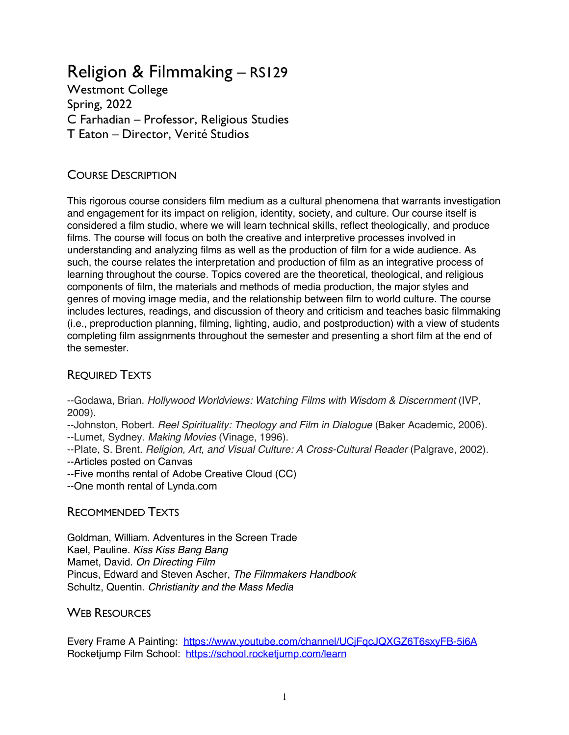# Religion & Filmmaking – RS129

Westmont College
Spring, 2022
C Farhadian – Professor, Religious Studies
T Eaton – Director, Verité Studios

## Course Description

This rigorous course considers film medium as a cultural phenomena that warrants investigation and engagement for its impact on religion, identity, society, and culture. Our course itself is considered a film studio, where we will learn technical skills, reflect theologically, and produce films. The course will focus on both the creative and interpretive processes involved in understanding and analyzing films as well as the production of film for a wide audience. As such, the course relates the interpretation and production of film as an integrative process of learning throughout the course. Topics covered are the theoretical, theological, and religious components of film, the materials and methods of media production, the major styles and genres of moving image media, and the relationship between film to world culture. The course includes lectures, readings, and discussion of theory and criticism and teaches basic filmmaking (i.e., preproduction planning, filming, lighting, audio, and postproduction) with a view of students completing film assignments throughout the semester and presenting a short film at the end of the semester.

## Required Texts

--Godawa, Brian. *Hollywood Worldviews: Watching Films with Wisdom & Discernment* (IVP, 2009).
--Johnston, Robert. *Reel Spirituality: Theology and Film in Dialogue* (Baker Academic, 2006).
--Lumet, Sydney. *Making Movies* (Vinage, 1996).
--Plate, S. Brent. *Religion, Art, and Visual Culture: A Cross-Cultural Reader* (Palgrave, 2002).
--Articles posted on Canvas
--Five months rental of Adobe Creative Cloud (CC)
--One month rental of Lynda.com

## Recommended Texts

Goldman, William. Adventures in the Screen Trade
Kael, Pauline. *Kiss Kiss Bang Bang*
Mamet, David. *On Directing Film*
Pincus, Edward and Steven Ascher, *The Filmmakers Handbook*
Schultz, Quentin. *Christianity and the Mass Media*

## Web Resources

Every Frame A Painting: https://www.youtube.com/channel/UCjFqcJQXGZ6T6sxyFB-5i6A
Rocketjump Film School: https://school.rocketjump.com/learn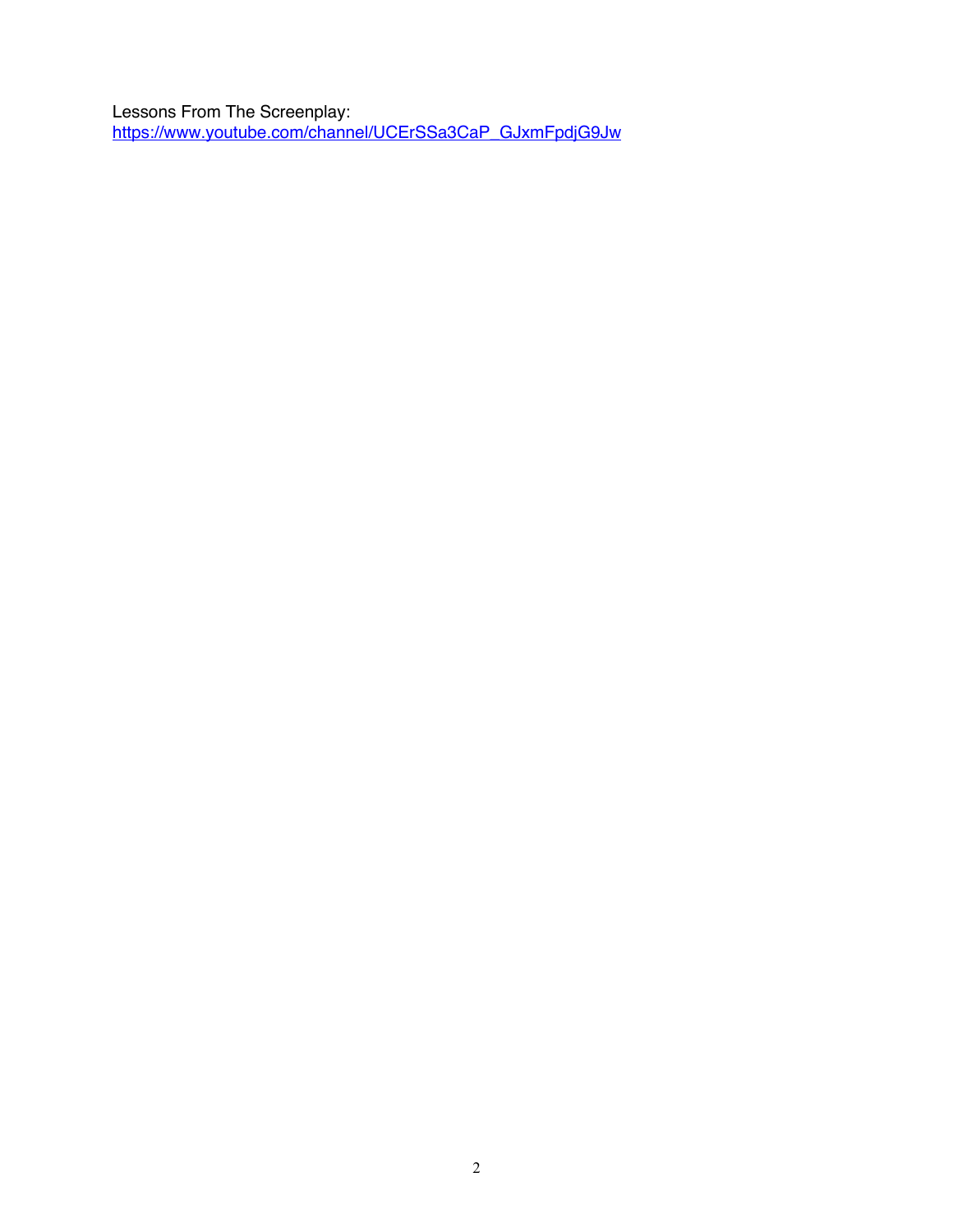Lessons From The Screenplay:
https://www.youtube.com/channel/UCErSSa3CaP_GJxmFpdjG9Jw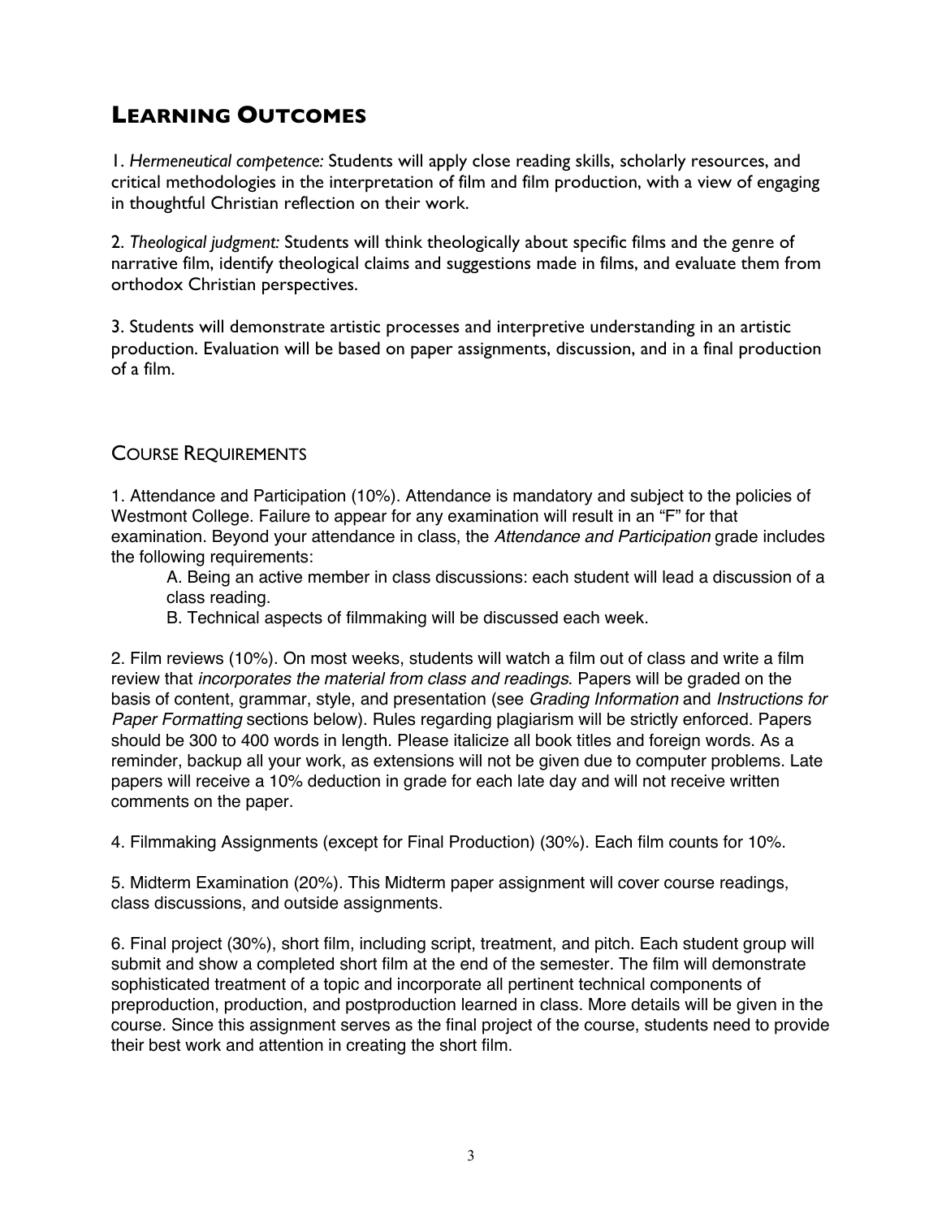## Learning Outcomes

1. *Hermeneutical competence:* Students will apply close reading skills, scholarly resources, and critical methodologies in the interpretation of film and film production, with a view of engaging in thoughtful Christian reflection on their work.

2. *Theological judgment:* Students will think theologically about specific films and the genre of narrative film, identify theological claims and suggestions made in films, and evaluate them from orthodox Christian perspectives.

3. Students will demonstrate artistic processes and interpretive understanding in an artistic production. Evaluation will be based on paper assignments, discussion, and in a final production of a film.

### Course Requirements

1. Attendance and Participation (10%). Attendance is mandatory and subject to the policies of Westmont College. Failure to appear for any examination will result in an "F" for that examination. Beyond your attendance in class, the *Attendance and Participation* grade includes the following requirements:

   A. Being an active member in class discussions: each student will lead a discussion of a class reading.

   B. Technical aspects of filmmaking will be discussed each week.

2. Film reviews (10%). On most weeks, students will watch a film out of class and write a film review that *incorporates the material from class and readings*. Papers will be graded on the basis of content, grammar, style, and presentation (see *Grading Information* and *Instructions for Paper Formatting* sections below). Rules regarding plagiarism will be strictly enforced. Papers should be 300 to 400 words in length. Please italicize all book titles and foreign words. As a reminder, backup all your work, as extensions will not be given due to computer problems. Late papers will receive a 10% deduction in grade for each late day and will not receive written comments on the paper.

4. Filmmaking Assignments (except for Final Production) (30%). Each film counts for 10%.

5. Midterm Examination (20%). This Midterm paper assignment will cover course readings, class discussions, and outside assignments.

6. Final project (30%), short film, including script, treatment, and pitch. Each student group will submit and show a completed short film at the end of the semester. The film will demonstrate sophisticated treatment of a topic and incorporate all pertinent technical components of preproduction, production, and postproduction learned in class. More details will be given in the course. Since this assignment serves as the final project of the course, students need to provide their best work and attention in creating the short film.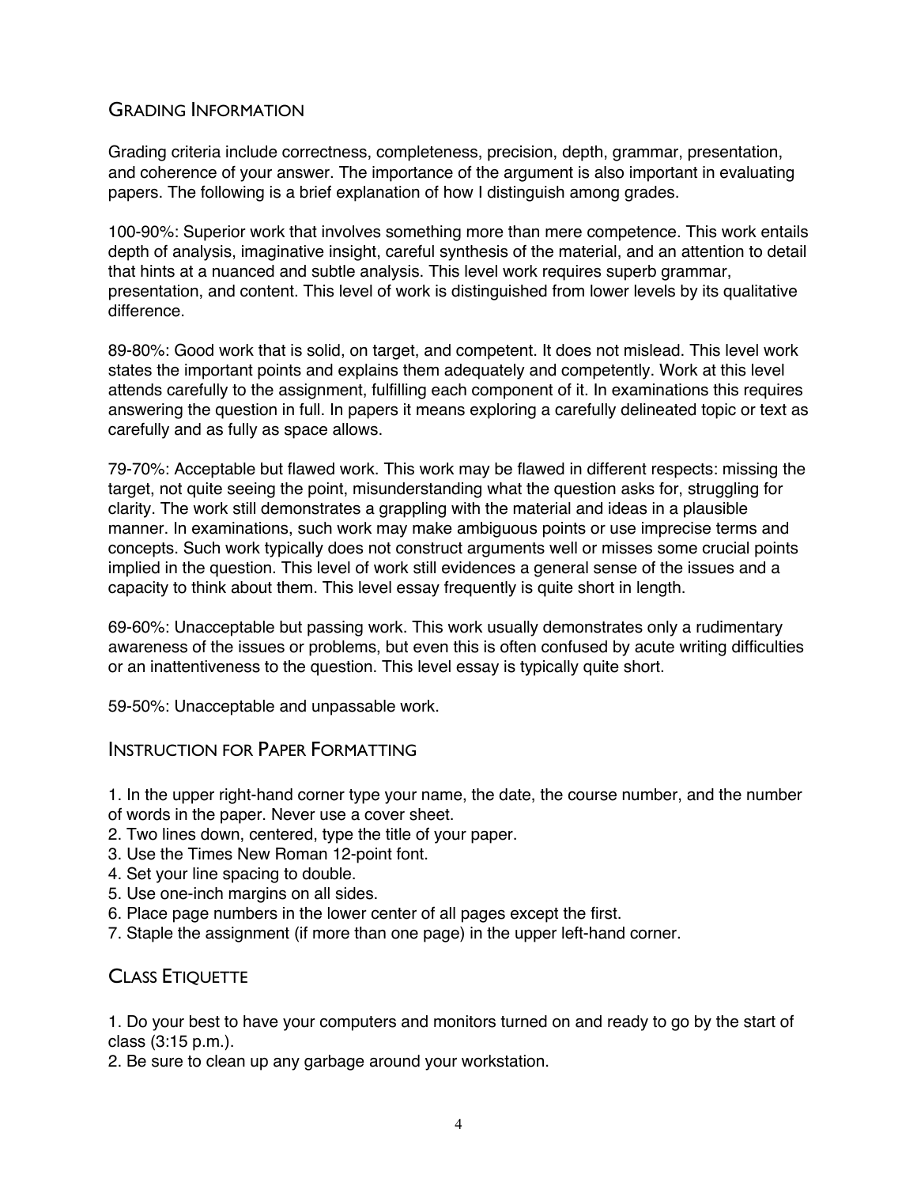## Grading Information

Grading criteria include correctness, completeness, precision, depth, grammar, presentation, and coherence of your answer. The importance of the argument is also important in evaluating papers. The following is a brief explanation of how I distinguish among grades.

100-90%: Superior work that involves something more than mere competence. This work entails depth of analysis, imaginative insight, careful synthesis of the material, and an attention to detail that hints at a nuanced and subtle analysis. This level work requires superb grammar, presentation, and content. This level of work is distinguished from lower levels by its qualitative difference.

89-80%: Good work that is solid, on target, and competent. It does not mislead. This level work states the important points and explains them adequately and competently. Work at this level attends carefully to the assignment, fulfilling each component of it. In examinations this requires answering the question in full. In papers it means exploring a carefully delineated topic or text as carefully and as fully as space allows.

79-70%: Acceptable but flawed work. This work may be flawed in different respects: missing the target, not quite seeing the point, misunderstanding what the question asks for, struggling for clarity. The work still demonstrates a grappling with the material and ideas in a plausible manner. In examinations, such work may make ambiguous points or use imprecise terms and concepts. Such work typically does not construct arguments well or misses some crucial points implied in the question. This level of work still evidences a general sense of the issues and a capacity to think about them. This level essay frequently is quite short in length.

69-60%: Unacceptable but passing work. This work usually demonstrates only a rudimentary awareness of the issues or problems, but even this is often confused by acute writing difficulties or an inattentiveness to the question. This level essay is typically quite short.

59-50%: Unacceptable and unpassable work.

## Instruction for Paper Formatting

1. In the upper right-hand corner type your name, the date, the course number, and the number of words in the paper. Never use a cover sheet.
2. Two lines down, centered, type the title of your paper.
3. Use the Times New Roman 12-point font.
4. Set your line spacing to double.
5. Use one-inch margins on all sides.
6. Place page numbers in the lower center of all pages except the first.
7. Staple the assignment (if more than one page) in the upper left-hand corner.

## Class Etiquette

1. Do your best to have your computers and monitors turned on and ready to go by the start of class (3:15 p.m.).
2. Be sure to clean up any garbage around your workstation.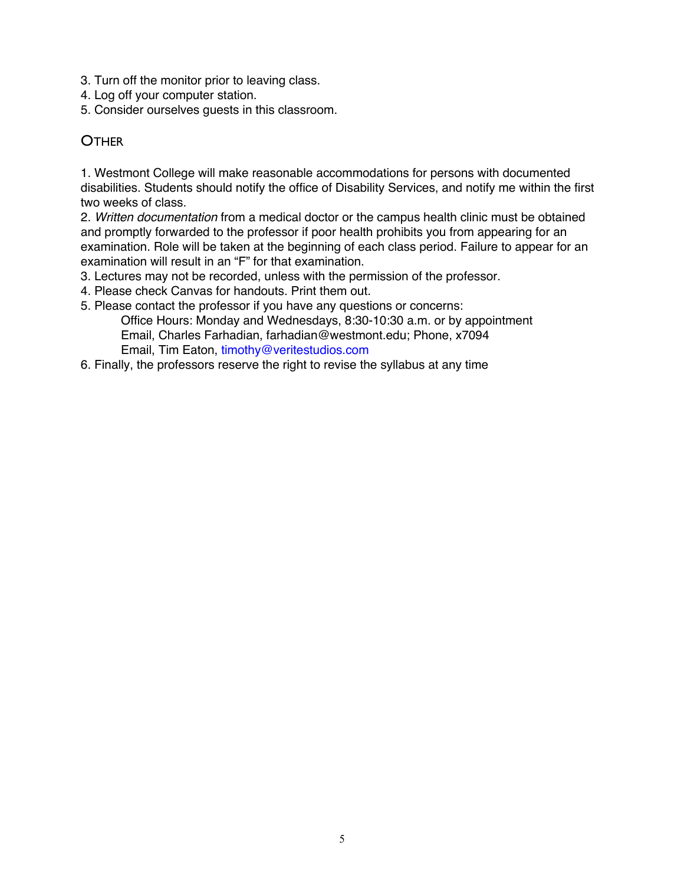3. Turn off the monitor prior to leaving class.
4. Log off your computer station.
5. Consider ourselves guests in this classroom.

## OTHER

1. Westmont College will make reasonable accommodations for persons with documented disabilities. Students should notify the office of Disability Services, and notify me within the first two weeks of class.
2. *Written documentation* from a medical doctor or the campus health clinic must be obtained and promptly forwarded to the professor if poor health prohibits you from appearing for an examination. Role will be taken at the beginning of each class period. Failure to appear for an examination will result in an "F" for that examination.
3. Lectures may not be recorded, unless with the permission of the professor.
4. Please check Canvas for handouts. Print them out.
5. Please contact the professor if you have any questions or concerns:
    Office Hours: Monday and Wednesdays, 8:30-10:30 a.m. or by appointment
    Email, Charles Farhadian, farhadian@westmont.edu; Phone, x7094
    Email, Tim Eaton, timothy@veritestudios.com
6. Finally, the professors reserve the right to revise the syllabus at any time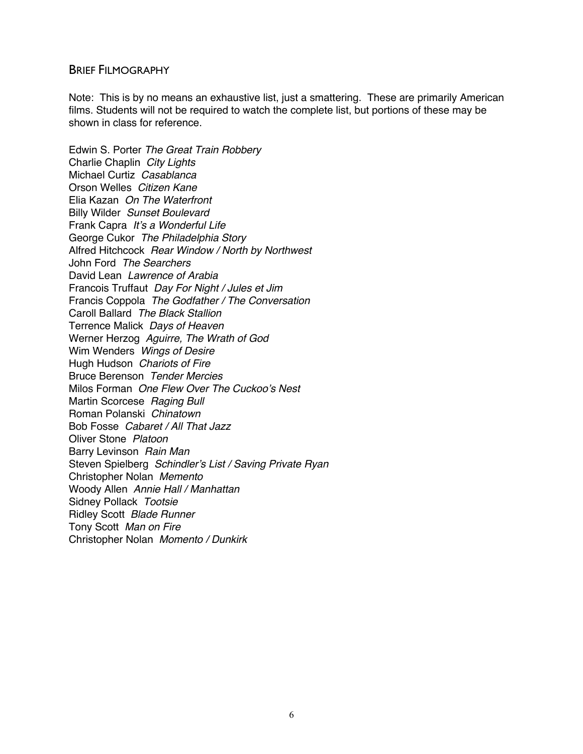## Brief Filmography

Note: This is by no means an exhaustive list, just a smattering. These are primarily American films. Students will not be required to watch the complete list, but portions of these may be shown in class for reference.

Edwin S. Porter *The Great Train Robbery*
Charlie Chaplin *City Lights*
Michael Curtiz *Casablanca*
Orson Welles *Citizen Kane*
Elia Kazan *On The Waterfront*
Billy Wilder *Sunset Boulevard*
Frank Capra *It's a Wonderful Life*
George Cukor *The Philadelphia Story*
Alfred Hitchcock *Rear Window / North by Northwest*
John Ford *The Searchers*
David Lean *Lawrence of Arabia*
Francois Truffaut *Day For Night / Jules et Jim*
Francis Coppola *The Godfather / The Conversation*
Caroll Ballard *The Black Stallion*
Terrence Malick *Days of Heaven*
Werner Herzog *Aguirre, The Wrath of God*
Wim Wenders *Wings of Desire*
Hugh Hudson *Chariots of Fire*
Bruce Berenson *Tender Mercies*
Milos Forman *One Flew Over The Cuckoo's Nest*
Martin Scorcese *Raging Bull*
Roman Polanski *Chinatown*
Bob Fosse *Cabaret / All That Jazz*
Oliver Stone *Platoon*
Barry Levinson *Rain Man*
Steven Spielberg *Schindler's List / Saving Private Ryan*
Christopher Nolan *Memento*
Woody Allen *Annie Hall / Manhattan*
Sidney Pollack *Tootsie*
Ridley Scott *Blade Runner*
Tony Scott *Man on Fire*
Christopher Nolan *Momento / Dunkirk*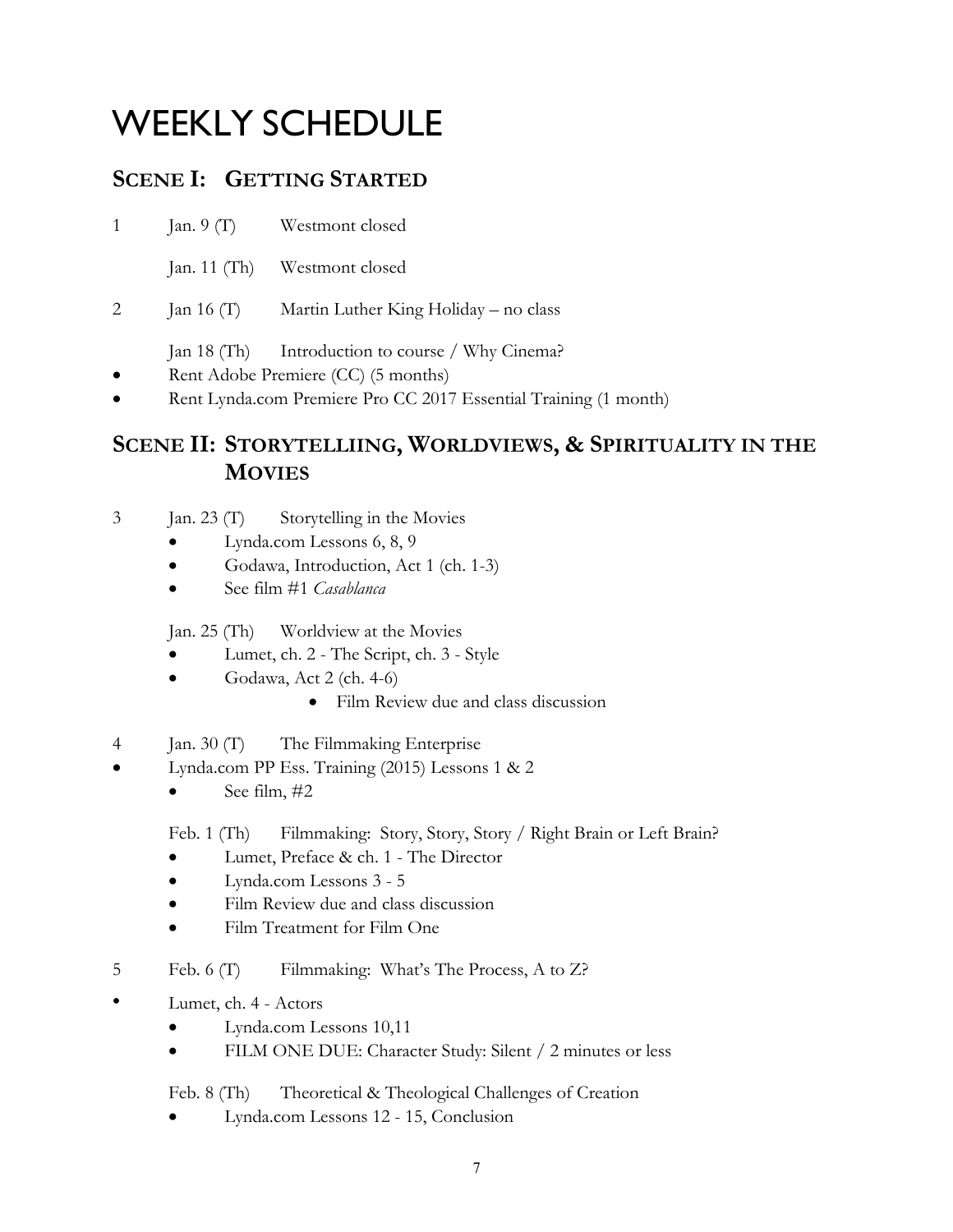# WEEKLY SCHEDULE

## SCENE I: GETTING STARTED

1 Jan. 9 (T) Westmont closed

Jan. 11 (Th) Westmont closed

2 Jan 16 (T) Martin Luther King Holiday – no class

Jan 18 (Th) Introduction to course / Why Cinema?

- Rent Adobe Premiere (CC) (5 months)
- Rent Lynda.com Premiere Pro CC 2017 Essential Training (1 month)

## SCENE II: STORYTELLIING, WORLDVIEWS, & SPIRITUALITY IN THE MOVIES

3 Jan. 23 (T) Storytelling in the Movies

- Lynda.com Lessons 6, 8, 9
- Godawa, Introduction, Act 1 (ch. 1-3)
- See film #1 *Casablanca*

Jan. 25 (Th) Worldview at the Movies

- Lumet, ch. 2 - The Script, ch. 3 - Style
- Godawa, Act 2 (ch. 4-6)
  - Film Review due and class discussion

4 Jan. 30 (T) The Filmmaking Enterprise

- Lynda.com PP Ess. Training (2015) Lessons 1 & 2
  - See film, #2

Feb. 1 (Th) Filmmaking: Story, Story, Story / Right Brain or Left Brain?

- Lumet, Preface & ch. 1 - The Director
- Lynda.com Lessons 3 - 5
- Film Review due and class discussion
- Film Treatment for Film One

5 Feb. 6 (T) Filmmaking: What's The Process, A to Z?

- Lumet, ch. 4 - Actors
  - Lynda.com Lessons 10,11
  - FILM ONE DUE: Character Study: Silent / 2 minutes or less

Feb. 8 (Th) Theoretical & Theological Challenges of Creation

- Lynda.com Lessons 12 - 15, Conclusion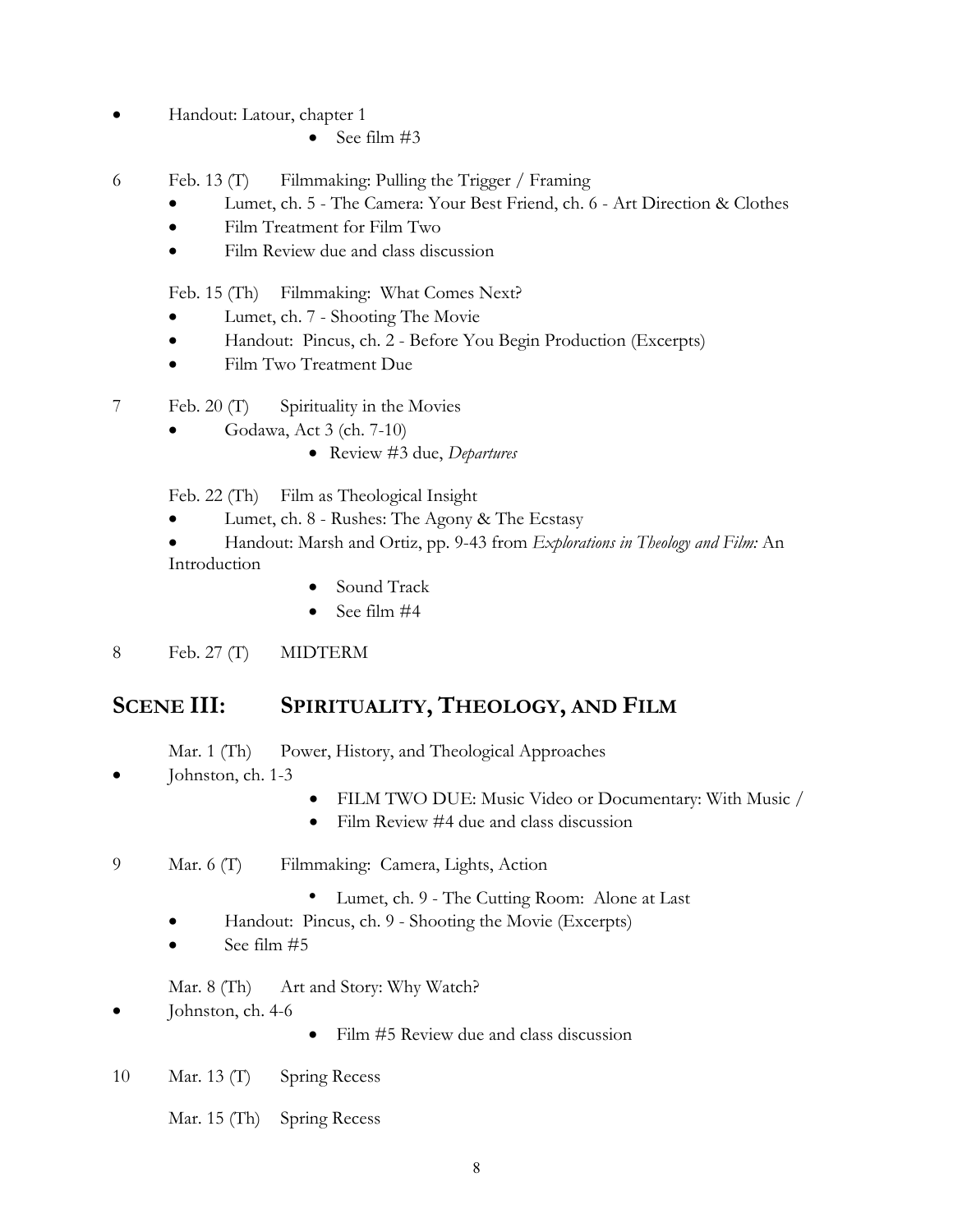- Handout: Latour, chapter 1
  - See film #3

6 Feb. 13 (T) Filmmaking: Pulling the Trigger / Framing

- Lumet, ch. 5 - The Camera: Your Best Friend, ch. 6 - Art Direction & Clothes
- Film Treatment for Film Two
- Film Review due and class discussion

Feb. 15 (Th) Filmmaking: What Comes Next?

- Lumet, ch. 7 - Shooting The Movie
- Handout: Pincus, ch. 2 - Before You Begin Production (Excerpts)
- Film Two Treatment Due

7 Feb. 20 (T) Spirituality in the Movies

- Godawa, Act 3 (ch. 7-10)
  - Review #3 due, *Departures*

Feb. 22 (Th) Film as Theological Insight

- Lumet, ch. 8 - Rushes: The Agony & The Ecstasy
- Handout: Marsh and Ortiz, pp. 9-43 from *Explorations in Theology and Film:* An Introduction
  - Sound Track
  - See film #4

8 Feb. 27 (T) MIDTERM

## SCENE III: SPIRITUALITY, THEOLOGY, AND FILM

Mar. 1 (Th) Power, History, and Theological Approaches

- Johnston, ch. 1-3
  - FILM TWO DUE: Music Video or Documentary: With Music /
  - Film Review #4 due and class discussion

9 Mar. 6 (T) Filmmaking: Camera, Lights, Action

- Lumet, ch. 9 - The Cutting Room: Alone at Last
- Handout: Pincus, ch. 9 - Shooting the Movie (Excerpts)
- See film #5

Mar. 8 (Th) Art and Story: Why Watch?

- Johnston, ch. 4-6
  - Film #5 Review due and class discussion

10 Mar. 13 (T) Spring Recess

Mar. 15 (Th) Spring Recess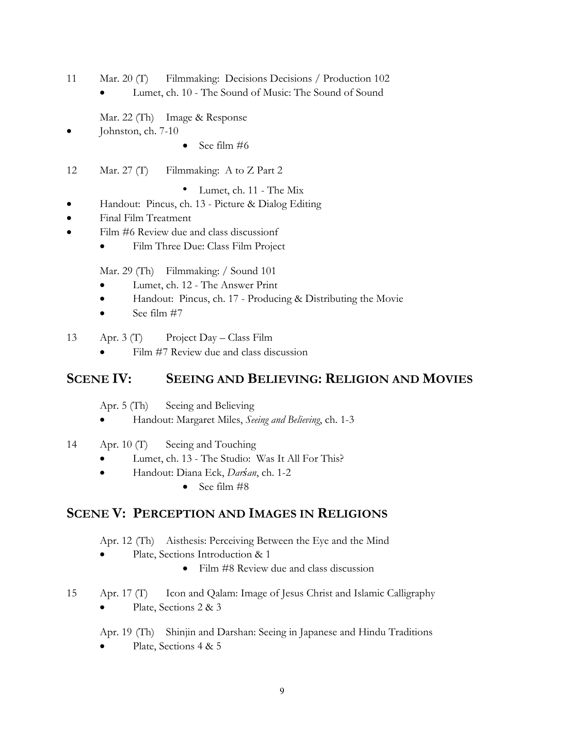11 Mar. 20 (T) Filmmaking: Decisions Decisions / Production 102

- Lumet, ch. 10 - The Sound of Music: The Sound of Sound

Mar. 22 (Th) Image & Response

- Johnston, ch. 7-10
    - See film #6

12 Mar. 27 (T) Filmmaking: A to Z Part 2

- Lumet, ch. 11 - The Mix
- Handout: Pincus, ch. 13 - Picture & Dialog Editing
- Final Film Treatment
- Film #6 Review due and class discussionf
    - Film Three Due: Class Film Project

Mar. 29 (Th) Filmmaking: / Sound 101

- Lumet, ch. 12 - The Answer Print
- Handout: Pincus, ch. 17 - Producing & Distributing the Movie
- See film #7

13 Apr. 3 (T) Project Day – Class Film

- Film #7 Review due and class discussion

## Scene IV: Seeing and Believing: Religion and Movies

Apr. 5 (Th) Seeing and Believing

- Handout: Margaret Miles, *Seeing and Believing*, ch. 1-3

14 Apr. 10 (T) Seeing and Touching

- Lumet, ch. 13 - The Studio: Was It All For This?
- Handout: Diana Eck, *Darśan*, ch. 1-2
    - See film #8

## Scene V: Perception and Images in Religions

Apr. 12 (Th) Aisthesis: Perceiving Between the Eye and the Mind

- Plate, Sections Introduction & 1
    - Film #8 Review due and class discussion

15 Apr. 17 (T) Icon and Qalam: Image of Jesus Christ and Islamic Calligraphy

- Plate, Sections 2 & 3

Apr. 19 (Th) Shinjin and Darshan: Seeing in Japanese and Hindu Traditions

- Plate, Sections 4 & 5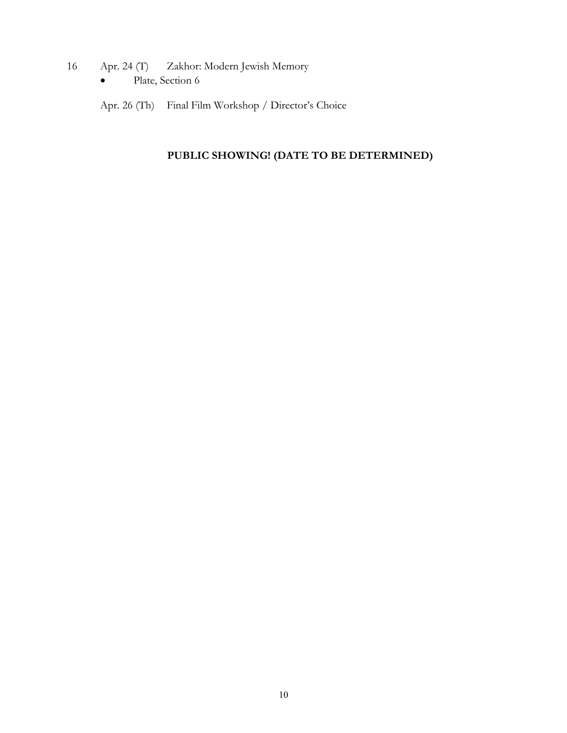16 Apr. 24 (T) Zakhor: Modern Jewish Memory

- Plate, Section 6

Apr. 26 (Th) Final Film Workshop / Director's Choice

**PUBLIC SHOWING! (DATE TO BE DETERMINED)**